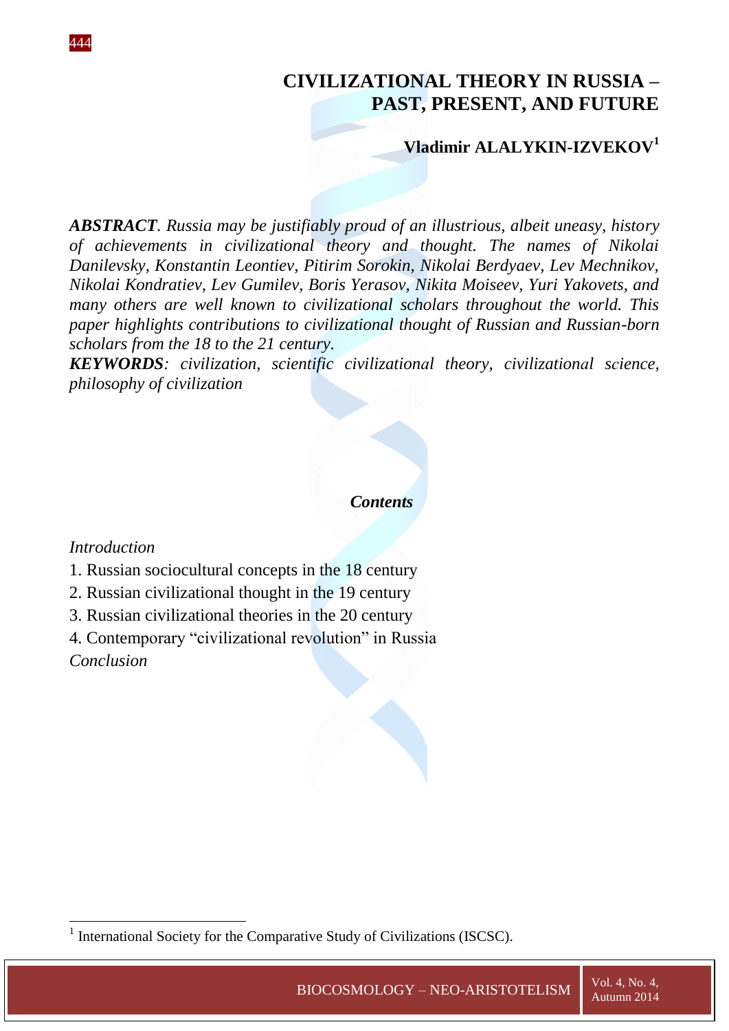# CIVILIZATIONAL THEORY IN RUSSIA – PAST, PRESENT, AND FUTURE

**Vladimir ALALYKIN-IZVEKOV**[1]

***ABSTRACT****. Russia may be justifiably proud of an illustrious, albeit uneasy, history of achievements in civilizational theory and thought. The names of Nikolai Danilevsky, Konstantin Leontiev, Pitirim Sorokin, Nikolai Berdyaev, Lev Mechnikov, Nikolai Kondratiev, Lev Gumilev, Boris Yerasov, Nikita Moiseev, Yuri Yakovets, and many others are well known to civilizational scholars throughout the world. This paper highlights contributions to civilizational thought of Russian and Russian-born scholars from the 18 to the 21 century.*

***KEYWORDS****: civilization, scientific civilizational theory, civilizational science, philosophy of civilization*

***Contents***

*Introduction*

1. Russian sociocultural concepts in the 18 century
2. Russian civilizational thought in the 19 century
3. Russian civilizational theories in the 20 century
4. Contemporary "civilizational revolution" in Russia

*Conclusion*

---

[1] International Society for the Comparative Study of Civilizations (ISCSC).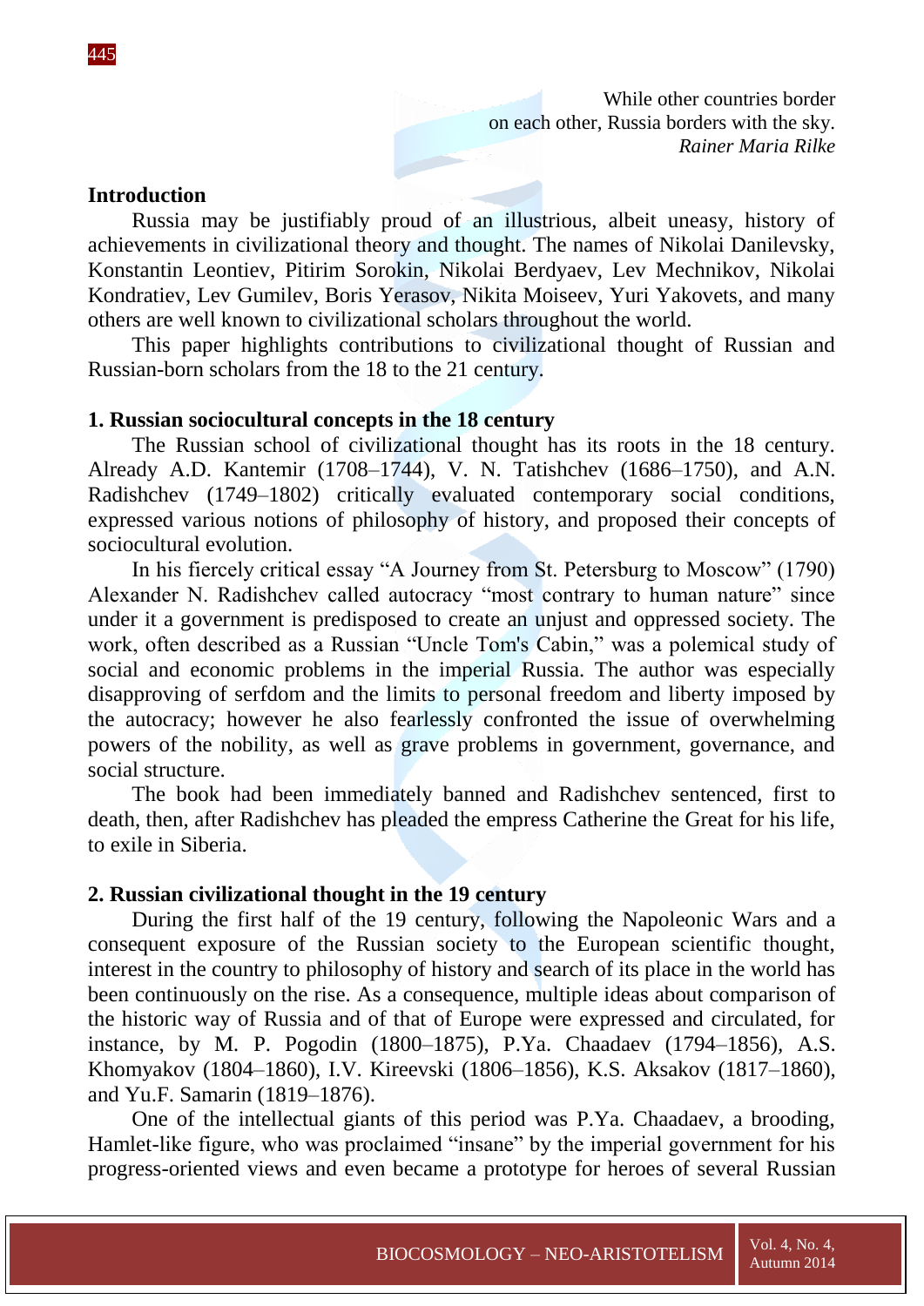While other countries border
on each other, Russia borders with the sky.
*Rainer Maria Rilke*

## Introduction

Russia may be justifiably proud of an illustrious, albeit uneasy, history of achievements in civilizational theory and thought. The names of Nikolai Danilevsky, Konstantin Leontiev, Pitirim Sorokin, Nikolai Berdyaev, Lev Mechnikov, Nikolai Kondratiev, Lev Gumilev, Boris Yerasov, Nikita Moiseev, Yuri Yakovets, and many others are well known to civilizational scholars throughout the world.

This paper highlights contributions to civilizational thought of Russian and Russian-born scholars from the 18 to the 21 century.

## 1. Russian sociocultural concepts in the 18 century

The Russian school of civilizational thought has its roots in the 18 century. Already A.D. Kantemir (1708–1744), V. N. Tatishchev (1686–1750), and A.N. Radishchev (1749–1802) critically evaluated contemporary social conditions, expressed various notions of philosophy of history, and proposed their concepts of sociocultural evolution.

In his fiercely critical essay "A Journey from St. Petersburg to Moscow" (1790) Alexander N. Radishchev called autocracy "most contrary to human nature" since under it a government is predisposed to create an unjust and oppressed society. The work, often described as a Russian "Uncle Tom's Cabin," was a polemical study of social and economic problems in the imperial Russia. The author was especially disapproving of serfdom and the limits to personal freedom and liberty imposed by the autocracy; however he also fearlessly confronted the issue of overwhelming powers of the nobility, as well as grave problems in government, governance, and social structure.

The book had been immediately banned and Radishchev sentenced, first to death, then, after Radishchev has pleaded the empress Catherine the Great for his life, to exile in Siberia.

## 2. Russian civilizational thought in the 19 century

During the first half of the 19 century, following the Napoleonic Wars and a consequent exposure of the Russian society to the European scientific thought, interest in the country to philosophy of history and search of its place in the world has been continuously on the rise. As a consequence, multiple ideas about comparison of the historic way of Russia and of that of Europe were expressed and circulated, for instance, by M. P. Pogodin (1800–1875), P.Ya. Chaadaev (1794–1856), A.S. Khomyakov (1804–1860), I.V. Kireevski (1806–1856), K.S. Aksakov (1817–1860), and Yu.F. Samarin (1819–1876).

One of the intellectual giants of this period was P.Ya. Chaadaev, a brooding, Hamlet-like figure, who was proclaimed "insane" by the imperial government for his progress-oriented views and even became a prototype for heroes of several Russian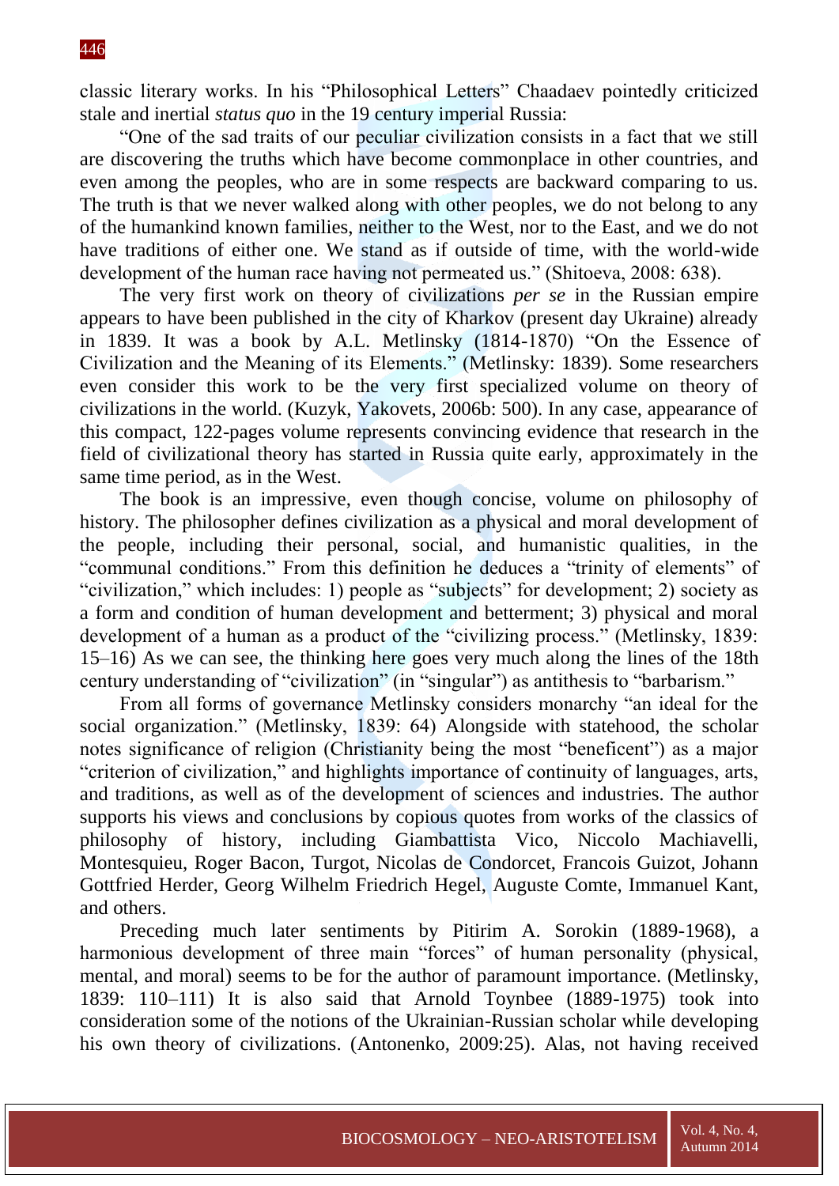classic literary works. In his "Philosophical Letters" Chaadaev pointedly criticized stale and inertial *status quo* in the 19 century imperial Russia:

"One of the sad traits of our peculiar civilization consists in a fact that we still are discovering the truths which have become commonplace in other countries, and even among the peoples, who are in some respects are backward comparing to us. The truth is that we never walked along with other peoples, we do not belong to any of the humankind known families, neither to the West, nor to the East, and we do not have traditions of either one. We stand as if outside of time, with the world-wide development of the human race having not permeated us." (Shitoeva, 2008: 638).

The very first work on theory of civilizations *per se* in the Russian empire appears to have been published in the city of Kharkov (present day Ukraine) already in 1839. It was a book by A.L. Metlinsky (1814-1870) "On the Essence of Civilization and the Meaning of its Elements." (Metlinsky: 1839). Some researchers even consider this work to be the very first specialized volume on theory of civilizations in the world. (Kuzyk, Yakovets, 2006b: 500). In any case, appearance of this compact, 122-pages volume represents convincing evidence that research in the field of civilizational theory has started in Russia quite early, approximately in the same time period, as in the West.

The book is an impressive, even though concise, volume on philosophy of history. The philosopher defines civilization as a physical and moral development of the people, including their personal, social, and humanistic qualities, in the "communal conditions." From this definition he deduces a "trinity of elements" of "civilization," which includes: 1) people as "subjects" for development; 2) society as a form and condition of human development and betterment; 3) physical and moral development of a human as a product of the "civilizing process." (Metlinsky, 1839: 15–16) As we can see, the thinking here goes very much along the lines of the 18th century understanding of "civilization" (in "singular") as antithesis to "barbarism."

From all forms of governance Metlinsky considers monarchy "an ideal for the social organization." (Metlinsky, 1839: 64) Alongside with statehood, the scholar notes significance of religion (Christianity being the most "beneficent") as a major "criterion of civilization," and highlights importance of continuity of languages, arts, and traditions, as well as of the development of sciences and industries. The author supports his views and conclusions by copious quotes from works of the classics of philosophy of history, including Giambattista Vico, Niccolo Machiavelli, Montesquieu, Roger Bacon, Turgot, Nicolas de Condorcet, Francois Guizot, Johann Gottfried Herder, Georg Wilhelm Friedrich Hegel, Auguste Comte, Immanuel Kant, and others.

Preceding much later sentiments by Pitirim A. Sorokin (1889-1968), a harmonious development of three main "forces" of human personality (physical, mental, and moral) seems to be for the author of paramount importance. (Metlinsky, 1839: 110–111) It is also said that Arnold Toynbee (1889-1975) took into consideration some of the notions of the Ukrainian-Russian scholar while developing his own theory of civilizations. (Antonenko, 2009:25). Alas, not having received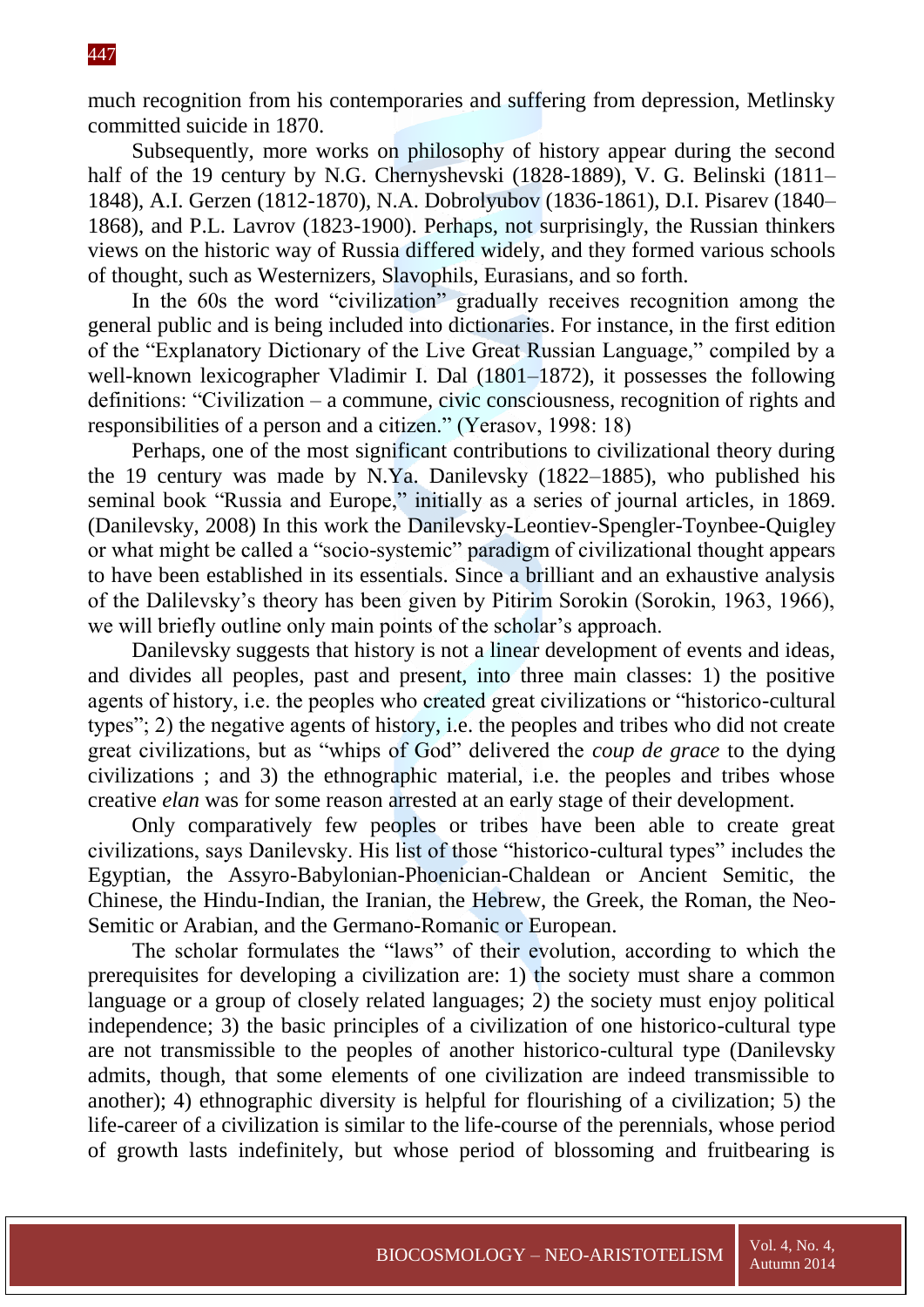much recognition from his contemporaries and suffering from depression, Metlinsky committed suicide in 1870.

Subsequently, more works on philosophy of history appear during the second half of the 19 century by N.G. Chernyshevski (1828-1889), V. G. Belinski (1811–1848), A.I. Gerzen (1812-1870), N.A. Dobrolyubov (1836-1861), D.I. Pisarev (1840–1868), and P.L. Lavrov (1823-1900). Perhaps, not surprisingly, the Russian thinkers views on the historic way of Russia differed widely, and they formed various schools of thought, such as Westernizers, Slavophils, Eurasians, and so forth.

In the 60s the word "civilization" gradually receives recognition among the general public and is being included into dictionaries. For instance, in the first edition of the "Explanatory Dictionary of the Live Great Russian Language," compiled by a well-known lexicographer Vladimir I. Dal (1801–1872), it possesses the following definitions: "Civilization – a commune, civic consciousness, recognition of rights and responsibilities of a person and a citizen." (Yerasov, 1998: 18)

Perhaps, one of the most significant contributions to civilizational theory during the 19 century was made by N.Ya. Danilevsky (1822–1885), who published his seminal book "Russia and Europe," initially as a series of journal articles, in 1869. (Danilevsky, 2008) In this work the Danilevsky-Leontiev-Spengler-Toynbee-Quigley or what might be called a "socio-systemic" paradigm of civilizational thought appears to have been established in its essentials. Since a brilliant and an exhaustive analysis of the Dalilevsky's theory has been given by Pitirim Sorokin (Sorokin, 1963, 1966), we will briefly outline only main points of the scholar's approach.

Danilevsky suggests that history is not a linear development of events and ideas, and divides all peoples, past and present, into three main classes: 1) the positive agents of history, i.e. the peoples who created great civilizations or "historico-cultural types"; 2) the negative agents of history, i.e. the peoples and tribes who did not create great civilizations, but as "whips of God" delivered the *coup de grace* to the dying civilizations ; and 3) the ethnographic material, i.e. the peoples and tribes whose creative *elan* was for some reason arrested at an early stage of their development.

Only comparatively few peoples or tribes have been able to create great civilizations, says Danilevsky. His list of those "historico-cultural types" includes the Egyptian, the Assyro-Babylonian-Phoenician-Chaldean or Ancient Semitic, the Chinese, the Hindu-Indian, the Iranian, the Hebrew, the Greek, the Roman, the Neo-Semitic or Arabian, and the Germano-Romanic or European.

The scholar formulates the "laws" of their evolution, according to which the prerequisites for developing a civilization are: 1) the society must share a common language or a group of closely related languages; 2) the society must enjoy political independence; 3) the basic principles of a civilization of one historico-cultural type are not transmissible to the peoples of another historico-cultural type (Danilevsky admits, though, that some elements of one civilization are indeed transmissible to another); 4) ethnographic diversity is helpful for flourishing of a civilization; 5) the life-career of a civilization is similar to the life-course of the perennials, whose period of growth lasts indefinitely, but whose period of blossoming and fruitbearing is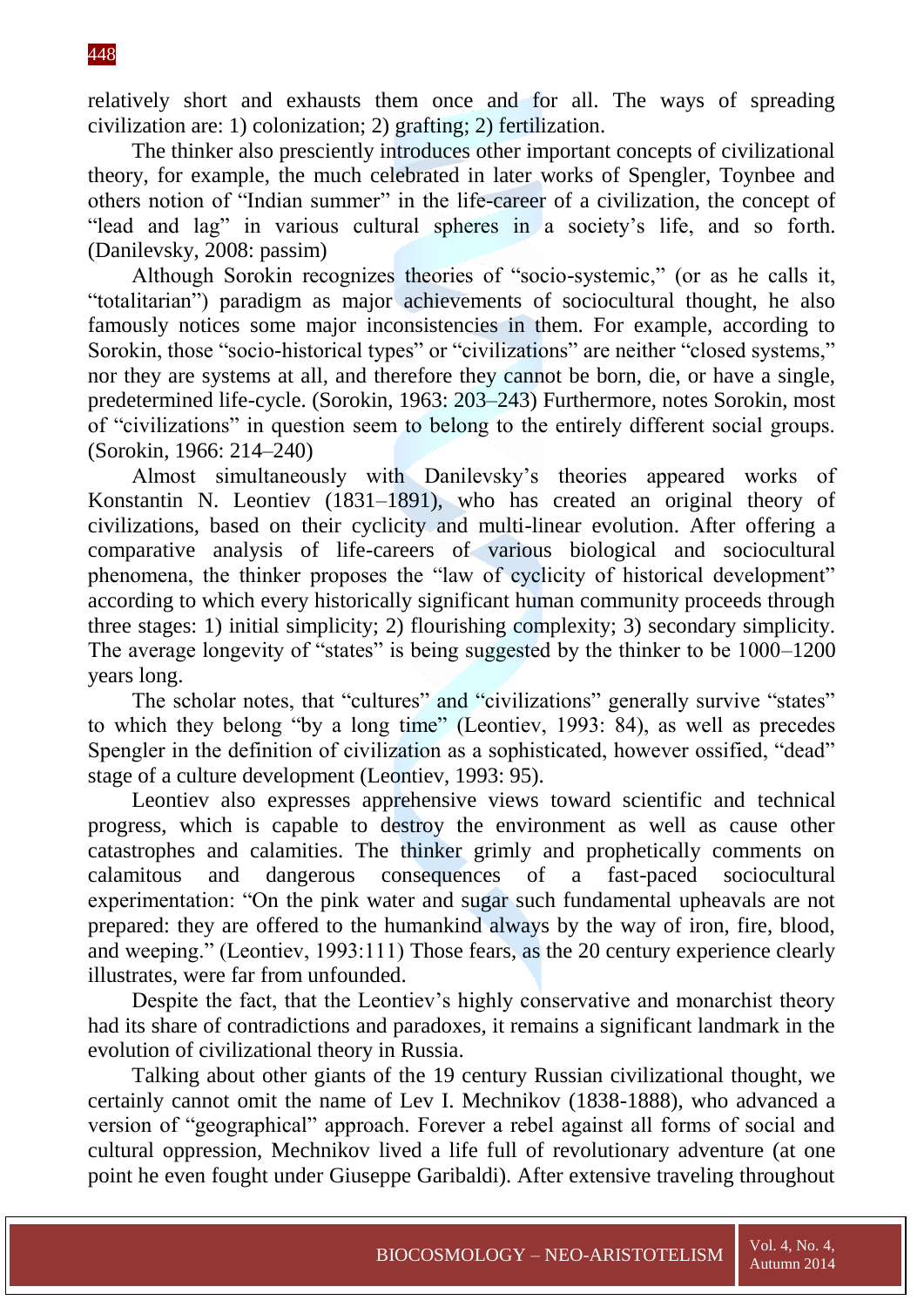relatively short and exhausts them once and for all. The ways of spreading civilization are: 1) colonization; 2) grafting; 2) fertilization.

The thinker also presciently introduces other important concepts of civilizational theory, for example, the much celebrated in later works of Spengler, Toynbee and others notion of "Indian summer" in the life-career of a civilization, the concept of "lead and lag" in various cultural spheres in a society's life, and so forth. (Danilevsky, 2008: passim)

Although Sorokin recognizes theories of "socio-systemic," (or as he calls it, "totalitarian") paradigm as major achievements of sociocultural thought, he also famously notices some major inconsistencies in them. For example, according to Sorokin, those "socio-historical types" or "civilizations" are neither "closed systems," nor they are systems at all, and therefore they cannot be born, die, or have a single, predetermined life-cycle. (Sorokin, 1963: 203–243) Furthermore, notes Sorokin, most of "civilizations" in question seem to belong to the entirely different social groups. (Sorokin, 1966: 214–240)

Almost simultaneously with Danilevsky's theories appeared works of Konstantin N. Leontiev (1831–1891), who has created an original theory of civilizations, based on their cyclicity and multi-linear evolution. After offering a comparative analysis of life-careers of various biological and sociocultural phenomena, the thinker proposes the "law of cyclicity of historical development" according to which every historically significant human community proceeds through three stages: 1) initial simplicity; 2) flourishing complexity; 3) secondary simplicity. The average longevity of "states" is being suggested by the thinker to be 1000–1200 years long.

The scholar notes, that "cultures" and "civilizations" generally survive "states" to which they belong "by a long time" (Leontiev, 1993: 84), as well as precedes Spengler in the definition of civilization as a sophisticated, however ossified, "dead" stage of a culture development (Leontiev, 1993: 95).

Leontiev also expresses apprehensive views toward scientific and technical progress, which is capable to destroy the environment as well as cause other catastrophes and calamities. The thinker grimly and prophetically comments on calamitous and dangerous consequences of a fast-paced sociocultural experimentation: "On the pink water and sugar such fundamental upheavals are not prepared: they are offered to the humankind always by the way of iron, fire, blood, and weeping." (Leontiev, 1993:111) Those fears, as the 20 century experience clearly illustrates, were far from unfounded.

Despite the fact, that the Leontiev's highly conservative and monarchist theory had its share of contradictions and paradoxes, it remains a significant landmark in the evolution of civilizational theory in Russia.

Talking about other giants of the 19 century Russian civilizational thought, we certainly cannot omit the name of Lev I. Mechnikov (1838-1888), who advanced a version of "geographical" approach. Forever a rebel against all forms of social and cultural oppression, Mechnikov lived a life full of revolutionary adventure (at one point he even fought under Giuseppe Garibaldi). After extensive traveling throughout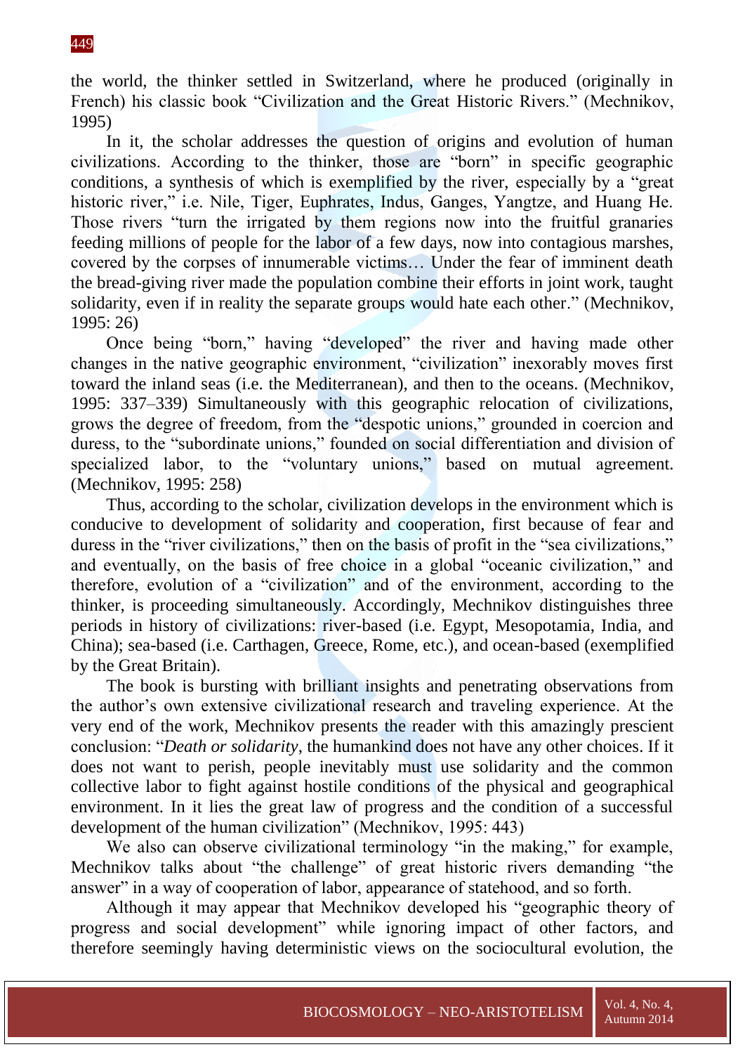the world, the thinker settled in Switzerland, where he produced (originally in French) his classic book "Civilization and the Great Historic Rivers." (Mechnikov, 1995)

In it, the scholar addresses the question of origins and evolution of human civilizations. According to the thinker, those are "born" in specific geographic conditions, a synthesis of which is exemplified by the river, especially by a "great historic river," i.e. Nile, Tiger, Euphrates, Indus, Ganges, Yangtze, and Huang He. Those rivers "turn the irrigated by them regions now into the fruitful granaries feeding millions of people for the labor of a few days, now into contagious marshes, covered by the corpses of innumerable victims… Under the fear of imminent death the bread-giving river made the population combine their efforts in joint work, taught solidarity, even if in reality the separate groups would hate each other." (Mechnikov, 1995: 26)

Once being "born," having "developed" the river and having made other changes in the native geographic environment, "civilization" inexorably moves first toward the inland seas (i.e. the Mediterranean), and then to the oceans. (Mechnikov, 1995: 337–339) Simultaneously with this geographic relocation of civilizations, grows the degree of freedom, from the "despotic unions," grounded in coercion and duress, to the "subordinate unions," founded on social differentiation and division of specialized labor, to the "voluntary unions," based on mutual agreement. (Mechnikov, 1995: 258)

Thus, according to the scholar, civilization develops in the environment which is conducive to development of solidarity and cooperation, first because of fear and duress in the "river civilizations," then on the basis of profit in the "sea civilizations," and eventually, on the basis of free choice in a global "oceanic civilization," and therefore, evolution of a "civilization" and of the environment, according to the thinker, is proceeding simultaneously. Accordingly, Mechnikov distinguishes three periods in history of civilizations: river-based (i.e. Egypt, Mesopotamia, India, and China); sea-based (i.e. Carthagen, Greece, Rome, etc.), and ocean-based (exemplified by the Great Britain).

The book is bursting with brilliant insights and penetrating observations from the author's own extensive civilizational research and traveling experience. At the very end of the work, Mechnikov presents the reader with this amazingly prescient conclusion: "*Death or solidarity*, the humankind does not have any other choices. If it does not want to perish, people inevitably must use solidarity and the common collective labor to fight against hostile conditions of the physical and geographical environment. In it lies the great law of progress and the condition of a successful development of the human civilization" (Mechnikov, 1995: 443)

We also can observe civilizational terminology "in the making," for example, Mechnikov talks about "the challenge" of great historic rivers demanding "the answer" in a way of cooperation of labor, appearance of statehood, and so forth.

Although it may appear that Mechnikov developed his "geographic theory of progress and social development" while ignoring impact of other factors, and therefore seemingly having deterministic views on the sociocultural evolution, the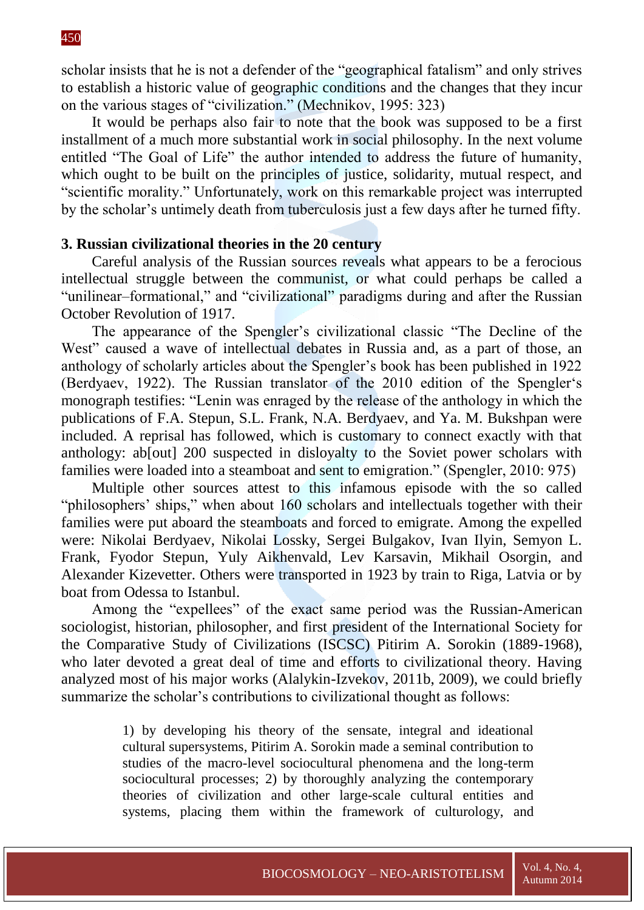scholar insists that he is not a defender of the "geographical fatalism" and only strives to establish a historic value of geographic conditions and the changes that they incur on the various stages of "civilization." (Mechnikov, 1995: 323)

It would be perhaps also fair to note that the book was supposed to be a first installment of a much more substantial work in social philosophy. In the next volume entitled "The Goal of Life" the author intended to address the future of humanity, which ought to be built on the principles of justice, solidarity, mutual respect, and "scientific morality." Unfortunately, work on this remarkable project was interrupted by the scholar's untimely death from tuberculosis just a few days after he turned fifty.

### 3. Russian civilizational theories in the 20 century

Careful analysis of the Russian sources reveals what appears to be a ferocious intellectual struggle between the communist, or what could perhaps be called a "unilinear–formational," and "civilizational" paradigms during and after the Russian October Revolution of 1917.

The appearance of the Spengler's civilizational classic "The Decline of the West" caused a wave of intellectual debates in Russia and, as a part of those, an anthology of scholarly articles about the Spengler's book has been published in 1922 (Berdyaev, 1922). The Russian translator of the 2010 edition of the Spengler's monograph testifies: "Lenin was enraged by the release of the anthology in which the publications of F.A. Stepun, S.L. Frank, N.A. Berdyaev, and Ya. M. Bukshpan were included. A reprisal has followed, which is customary to connect exactly with that anthology: ab[out] 200 suspected in disloyalty to the Soviet power scholars with families were loaded into a steamboat and sent to emigration." (Spengler, 2010: 975)

Multiple other sources attest to this infamous episode with the so called "philosophers' ships," when about 160 scholars and intellectuals together with their families were put aboard the steamboats and forced to emigrate. Among the expelled were: Nikolai Berdyaev, Nikolai Lossky, Sergei Bulgakov, Ivan Ilyin, Semyon L. Frank, Fyodor Stepun, Yuly Aikhenvald, Lev Karsavin, Mikhail Osorgin, and Alexander Kizevetter. Others were transported in 1923 by train to Riga, Latvia or by boat from Odessa to Istanbul.

Among the "expellees" of the exact same period was the Russian-American sociologist, historian, philosopher, and first president of the International Society for the Comparative Study of Civilizations (ISCSC) Pitirim A. Sorokin (1889-1968), who later devoted a great deal of time and efforts to civilizational theory. Having analyzed most of his major works (Alalykin-Izvekov, 2011b, 2009), we could briefly summarize the scholar's contributions to civilizational thought as follows:

> 1) by developing his theory of the sensate, integral and ideational cultural supersystems, Pitirim A. Sorokin made a seminal contribution to studies of the macro-level sociocultural phenomena and the long-term sociocultural processes; 2) by thoroughly analyzing the contemporary theories of civilization and other large-scale cultural entities and systems, placing them within the framework of culturology, and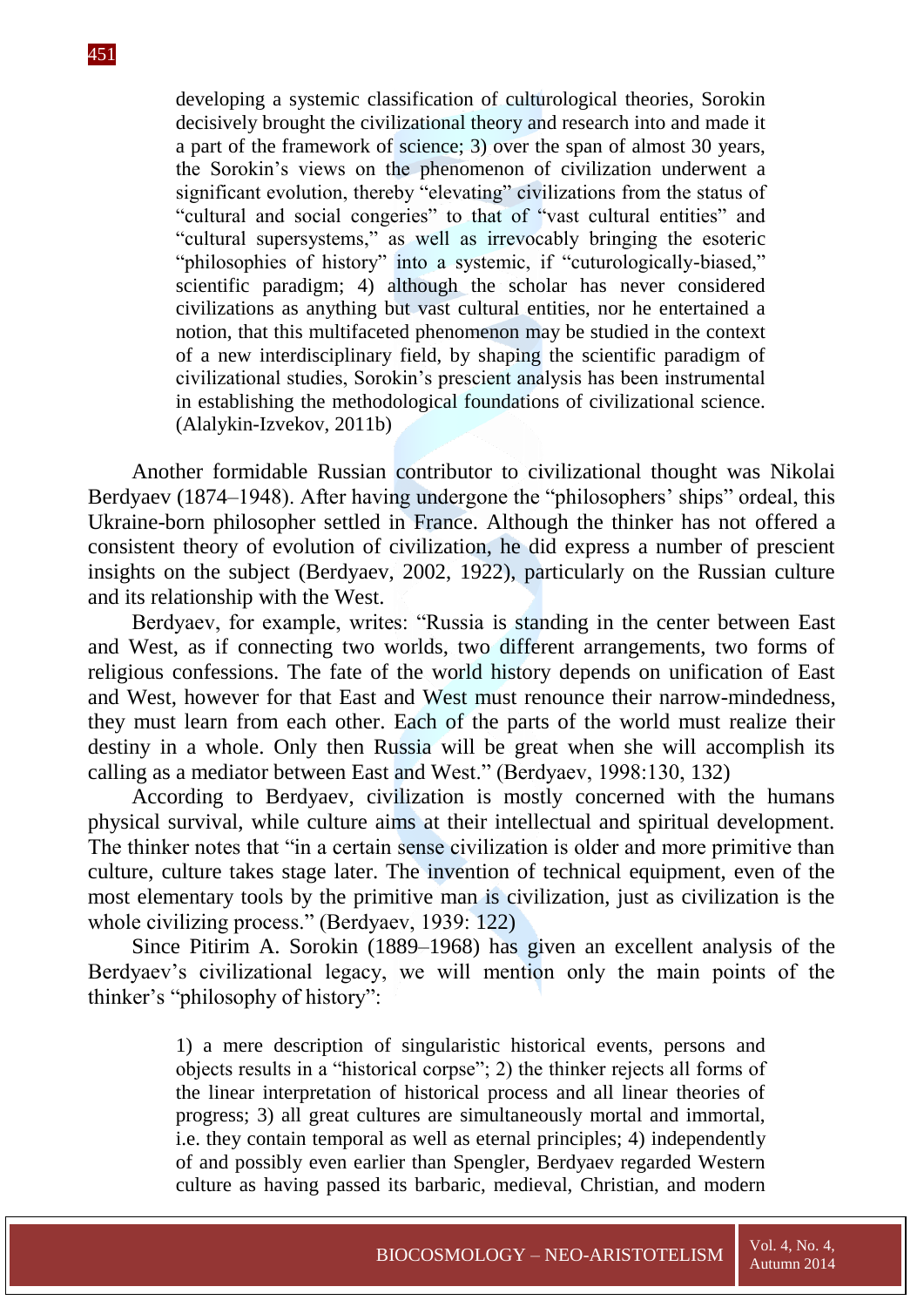> developing a systemic classification of culturological theories, Sorokin decisively brought the civilizational theory and research into and made it a part of the framework of science; 3) over the span of almost 30 years, the Sorokin's views on the phenomenon of civilization underwent a significant evolution, thereby "elevating" civilizations from the status of "cultural and social congeries" to that of "vast cultural entities" and "cultural supersystems," as well as irrevocably bringing the esoteric "philosophies of history" into a systemic, if "cuturologically-biased," scientific paradigm; 4) although the scholar has never considered civilizations as anything but vast cultural entities, nor he entertained a notion, that this multifaceted phenomenon may be studied in the context of a new interdisciplinary field, by shaping the scientific paradigm of civilizational studies, Sorokin's prescient analysis has been instrumental in establishing the methodological foundations of civilizational science. (Alalykin-Izvekov, 2011b)

Another formidable Russian contributor to civilizational thought was Nikolai Berdyaev (1874–1948). After having undergone the "philosophers' ships" ordeal, this Ukraine-born philosopher settled in France. Although the thinker has not offered a consistent theory of evolution of civilization, he did express a number of prescient insights on the subject (Berdyaev, 2002, 1922), particularly on the Russian culture and its relationship with the West.

Berdyaev, for example, writes: "Russia is standing in the center between East and West, as if connecting two worlds, two different arrangements, two forms of religious confessions. The fate of the world history depends on unification of East and West, however for that East and West must renounce their narrow-mindedness, they must learn from each other. Each of the parts of the world must realize their destiny in a whole. Only then Russia will be great when she will accomplish its calling as a mediator between East and West." (Berdyaev, 1998:130, 132)

According to Berdyaev, civilization is mostly concerned with the humans physical survival, while culture aims at their intellectual and spiritual development. The thinker notes that "in a certain sense civilization is older and more primitive than culture, culture takes stage later. The invention of technical equipment, even of the most elementary tools by the primitive man is civilization, just as civilization is the whole civilizing process." (Berdyaev, 1939: 122)

Since Pitirim A. Sorokin (1889–1968) has given an excellent analysis of the Berdyaev's civilizational legacy, we will mention only the main points of the thinker's "philosophy of history":

> 1) a mere description of singularistic historical events, persons and objects results in a "historical corpse"; 2) the thinker rejects all forms of the linear interpretation of historical process and all linear theories of progress; 3) all great cultures are simultaneously mortal and immortal, i.e. they contain temporal as well as eternal principles; 4) independently of and possibly even earlier than Spengler, Berdyaev regarded Western culture as having passed its barbaric, medieval, Christian, and modern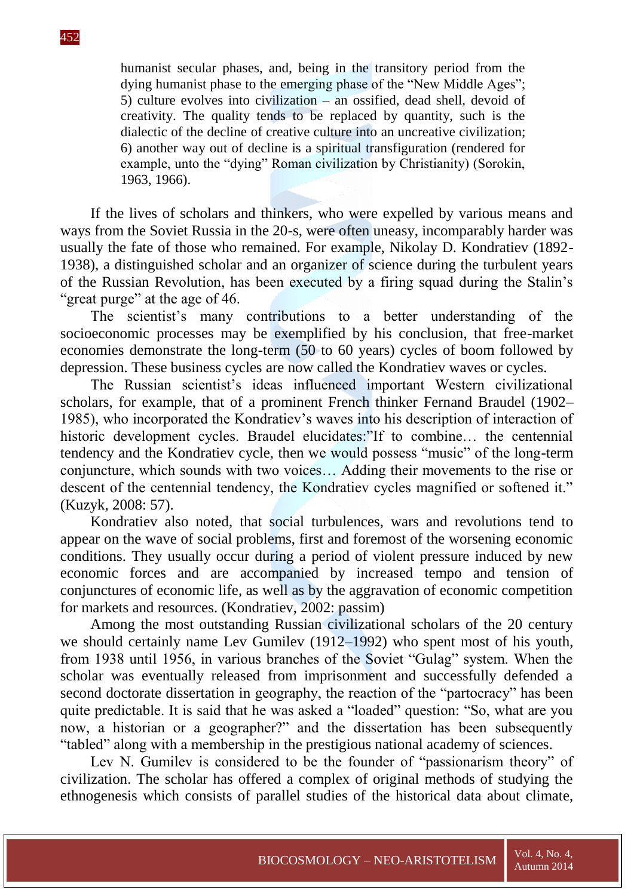> humanist secular phases, and, being in the transitory period from the dying humanist phase to the emerging phase of the "New Middle Ages"; 5) culture evolves into civilization – an ossified, dead shell, devoid of creativity. The quality tends to be replaced by quantity, such is the dialectic of the decline of creative culture into an uncreative civilization; 6) another way out of decline is a spiritual transfiguration (rendered for example, unto the "dying" Roman civilization by Christianity) (Sorokin, 1963, 1966).

If the lives of scholars and thinkers, who were expelled by various means and ways from the Soviet Russia in the 20-s, were often uneasy, incomparably harder was usually the fate of those who remained. For example, Nikolay D. Kondratiev (1892-1938), a distinguished scholar and an organizer of science during the turbulent years of the Russian Revolution, has been executed by a firing squad during the Stalin's "great purge" at the age of 46.

The scientist's many contributions to a better understanding of the socioeconomic processes may be exemplified by his conclusion, that free-market economies demonstrate the long-term (50 to 60 years) cycles of boom followed by depression. These business cycles are now called the Kondratiev waves or cycles.

The Russian scientist's ideas influenced important Western civilizational scholars, for example, that of a prominent French thinker Fernand Braudel (1902–1985), who incorporated the Kondratiev's waves into his description of interaction of historic development cycles. Braudel elucidates:"If to combine… the centennial tendency and the Kondratiev cycle, then we would possess "music" of the long-term conjuncture, which sounds with two voices… Adding their movements to the rise or descent of the centennial tendency, the Kondratiev cycles magnified or softened it." (Kuzyk, 2008: 57).

Kondratiev also noted, that social turbulences, wars and revolutions tend to appear on the wave of social problems, first and foremost of the worsening economic conditions. They usually occur during a period of violent pressure induced by new economic forces and are accompanied by increased tempo and tension of conjunctures of economic life, as well as by the aggravation of economic competition for markets and resources. (Kondratiev, 2002: passim)

Among the most outstanding Russian civilizational scholars of the 20 century we should certainly name Lev Gumilev (1912–1992) who spent most of his youth, from 1938 until 1956, in various branches of the Soviet "Gulag" system. When the scholar was eventually released from imprisonment and successfully defended a second doctorate dissertation in geography, the reaction of the "partocracy" has been quite predictable. It is said that he was asked a "loaded" question: "So, what are you now, a historian or a geographer?" and the dissertation has been subsequently "tabled" along with a membership in the prestigious national academy of sciences.

Lev N. Gumilev is considered to be the founder of "passionarism theory" of civilization. The scholar has offered a complex of original methods of studying the ethnogenesis which consists of parallel studies of the historical data about climate,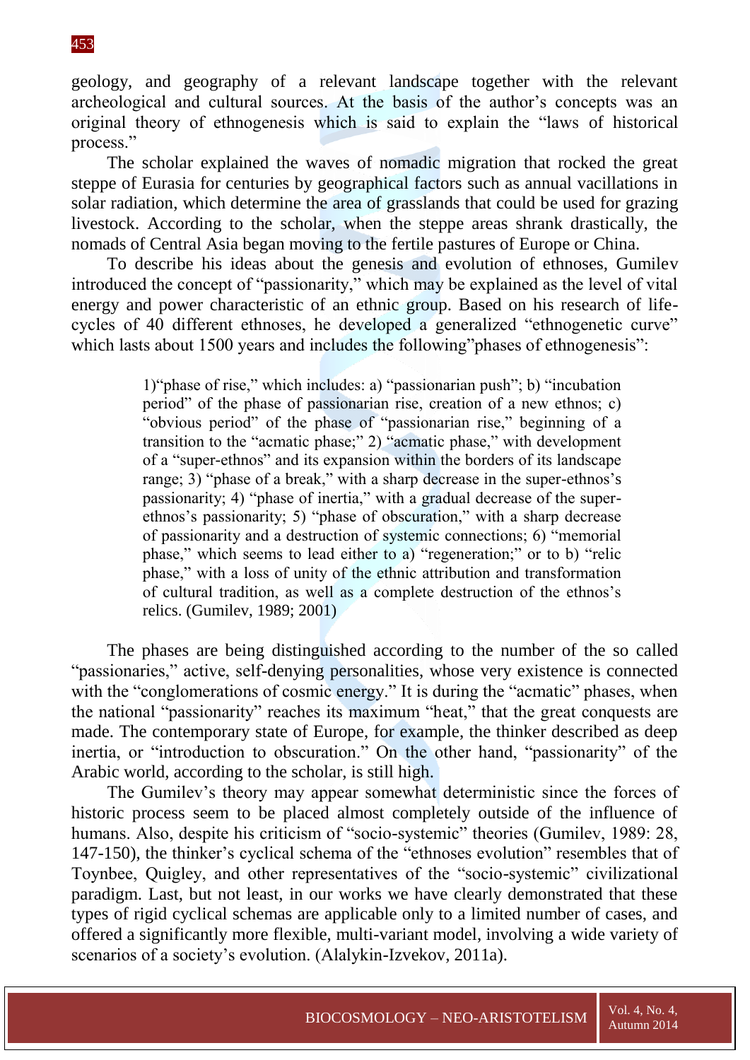geology, and geography of a relevant landscape together with the relevant archeological and cultural sources. At the basis of the author's concepts was an original theory of ethnogenesis which is said to explain the "laws of historical process."

The scholar explained the waves of nomadic migration that rocked the great steppe of Eurasia for centuries by geographical factors such as annual vacillations in solar radiation, which determine the area of grasslands that could be used for grazing livestock. According to the scholar, when the steppe areas shrank drastically, the nomads of Central Asia began moving to the fertile pastures of Europe or China.

To describe his ideas about the genesis and evolution of ethnoses, Gumilev introduced the concept of "passionarity," which may be explained as the level of vital energy and power characteristic of an ethnic group. Based on his research of life-cycles of 40 different ethnoses, he developed a generalized "ethnogenetic curve" which lasts about 1500 years and includes the following"phases of ethnogenesis":

> 1)"phase of rise," which includes: a) "passionarian push"; b) "incubation period" of the phase of passionarian rise, creation of a new ethnos; c) "obvious period" of the phase of "passionarian rise," beginning of a transition to the "acmatic phase;" 2) "acmatic phase," with development of a "super-ethnos" and its expansion within the borders of its landscape range; 3) "phase of a break," with a sharp decrease in the super-ethnos's passionarity; 4) "phase of inertia," with a gradual decrease of the super-ethnos's passionarity; 5) "phase of obscuration," with a sharp decrease of passionarity and a destruction of systemic connections; 6) "memorial phase," which seems to lead either to a) "regeneration;" or to b) "relic phase," with a loss of unity of the ethnic attribution and transformation of cultural tradition, as well as a complete destruction of the ethnos's relics. (Gumilev, 1989; 2001)

The phases are being distinguished according to the number of the so called "passionaries," active, self-denying personalities, whose very existence is connected with the "conglomerations of cosmic energy." It is during the "acmatic" phases, when the national "passionarity" reaches its maximum "heat," that the great conquests are made. The contemporary state of Europe, for example, the thinker described as deep inertia, or "introduction to obscuration." On the other hand, "passionarity" of the Arabic world, according to the scholar, is still high.

The Gumilev's theory may appear somewhat deterministic since the forces of historic process seem to be placed almost completely outside of the influence of humans. Also, despite his criticism of "socio-systemic" theories (Gumilev, 1989: 28, 147-150), the thinker's cyclical schema of the "ethnoses evolution" resembles that of Toynbee, Quigley, and other representatives of the "socio-systemic" civilizational paradigm. Last, but not least, in our works we have clearly demonstrated that these types of rigid cyclical schemas are applicable only to a limited number of cases, and offered a significantly more flexible, multi-variant model, involving a wide variety of scenarios of a society's evolution. (Alalykin-Izvekov, 2011a).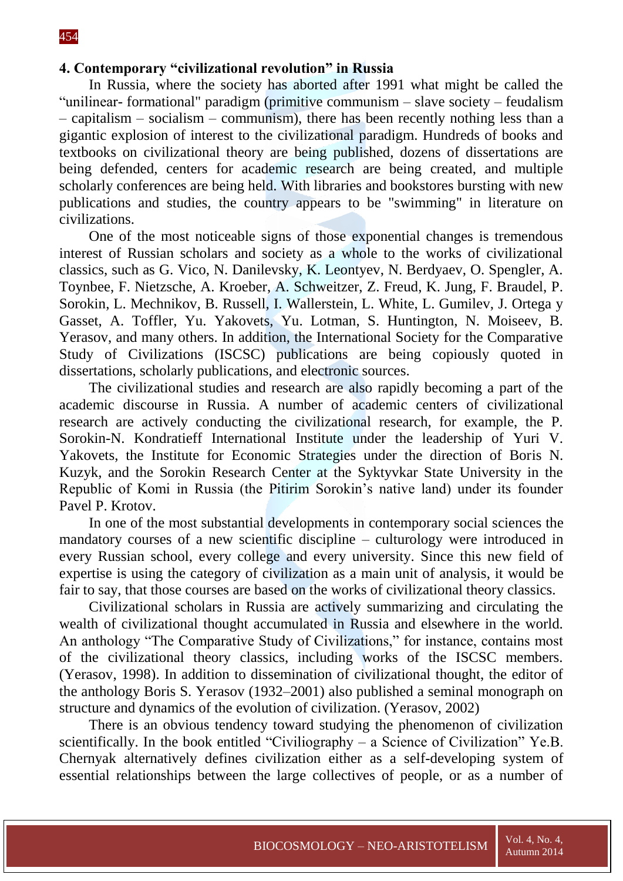## 4. Contemporary "civilizational revolution" in Russia

In Russia, where the society has aborted after 1991 what might be called the "unilinear- formational" paradigm (primitive communism – slave society – feudalism – capitalism – socialism – communism), there has been recently nothing less than a gigantic explosion of interest to the civilizational paradigm. Hundreds of books and textbooks on civilizational theory are being published, dozens of dissertations are being defended, centers for academic research are being created, and multiple scholarly conferences are being held. With libraries and bookstores bursting with new publications and studies, the country appears to be "swimming" in literature on civilizations.

One of the most noticeable signs of those exponential changes is tremendous interest of Russian scholars and society as a whole to the works of civilizational classics, such as G. Vico, N. Danilevsky, K. Leontyev, N. Berdyaev, O. Spengler, A. Toynbee, F. Nietzsche, A. Kroeber, A. Schweitzer, Z. Freud, K. Jung, F. Braudel, P. Sorokin, L. Mechnikov, B. Russell, I. Wallerstein, L. White, L. Gumilev, J. Ortega y Gasset, A. Toffler, Yu. Yakovets, Yu. Lotman, S. Huntington, N. Moiseev, B. Yerasov, and many others. In addition, the International Society for the Comparative Study of Civilizations (ISCSC) publications are being copiously quoted in dissertations, scholarly publications, and electronic sources.

The civilizational studies and research are also rapidly becoming a part of the academic discourse in Russia. A number of academic centers of civilizational research are actively conducting the civilizational research, for example, the P. Sorokin-N. Kondratieff International Institute under the leadership of Yuri V. Yakovets, the Institute for Economic Strategies under the direction of Boris N. Kuzyk, and the Sorokin Research Center at the Syktyvkar State University in the Republic of Komi in Russia (the Pitirim Sorokin's native land) under its founder Pavel P. Krotov.

In one of the most substantial developments in contemporary social sciences the mandatory courses of a new scientific discipline – culturology were introduced in every Russian school, every college and every university. Since this new field of expertise is using the category of civilization as a main unit of analysis, it would be fair to say, that those courses are based on the works of civilizational theory classics.

Civilizational scholars in Russia are actively summarizing and circulating the wealth of civilizational thought accumulated in Russia and elsewhere in the world. An anthology "The Comparative Study of Civilizations," for instance, contains most of the civilizational theory classics, including works of the ISCSC members. (Yerasov, 1998). In addition to dissemination of civilizational thought, the editor of the anthology Boris S. Yerasov (1932–2001) also published a seminal monograph on structure and dynamics of the evolution of civilization. (Yerasov, 2002)

There is an obvious tendency toward studying the phenomenon of civilization scientifically. In the book entitled "Civiliography – a Science of Civilization" Ye.B. Chernyak alternatively defines civilization either as a self-developing system of essential relationships between the large collectives of people, or as a number of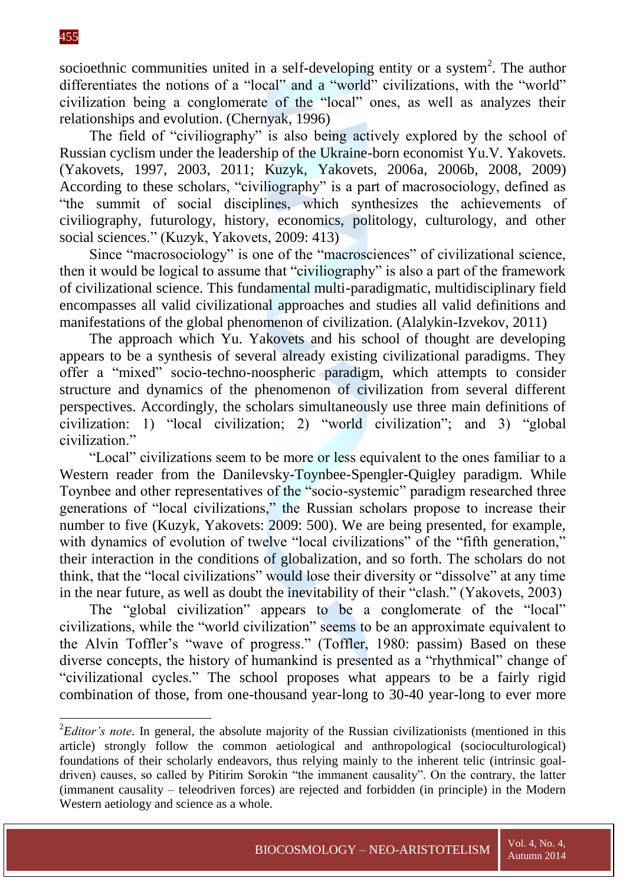socioethnic communities united in a self-developing entity or a system[2]. The author differentiates the notions of a "local" and a "world" civilizations, with the "world" civilization being a conglomerate of the "local" ones, as well as analyzes their relationships and evolution. (Chernyak, 1996)

The field of "civiliography" is also being actively explored by the school of Russian cyclism under the leadership of the Ukraine-born economist Yu.V. Yakovets. (Yakovets, 1997, 2003, 2011; Kuzyk, Yakovets, 2006a, 2006b, 2008, 2009) According to these scholars, "civiliography" is a part of macrosociology, defined as "the summit of social disciplines, which synthesizes the achievements of civiliography, futurology, history, economics, politology, culturology, and other social sciences." (Kuzyk, Yakovets, 2009: 413)

Since "macrosociology" is one of the "macrosciences" of civilizational science, then it would be logical to assume that "civiliography" is also a part of the framework of civilizational science. This fundamental multi-paradigmatic, multidisciplinary field encompasses all valid civilizational approaches and studies all valid definitions and manifestations of the global phenomenon of civilization. (Alalykin-Izvekov, 2011)

The approach which Yu. Yakovets and his school of thought are developing appears to be a synthesis of several already existing civilizational paradigms. They offer a "mixed" socio-techno-noospheric paradigm, which attempts to consider structure and dynamics of the phenomenon of civilization from several different perspectives. Accordingly, the scholars simultaneously use three main definitions of civilization: 1) "local civilization; 2) "world civilization"; and 3) "global civilization."

"Local" civilizations seem to be more or less equivalent to the ones familiar to a Western reader from the Danilevsky-Toynbee-Spengler-Quigley paradigm. While Toynbee and other representatives of the "socio-systemic" paradigm researched three generations of "local civilizations," the Russian scholars propose to increase their number to five (Kuzyk, Yakovets: 2009: 500). We are being presented, for example, with dynamics of evolution of twelve "local civilizations" of the "fifth generation," their interaction in the conditions of globalization, and so forth. The scholars do not think, that the "local civilizations" would lose their diversity or "dissolve" at any time in the near future, as well as doubt the inevitability of their "clash." (Yakovets, 2003)

The "global civilization" appears to be a conglomerate of the "local" civilizations, while the "world civilization" seems to be an approximate equivalent to the Alvin Toffler's "wave of progress." (Toffler, 1980: passim) Based on these diverse concepts, the history of humankind is presented as a "rhythmical" change of "civilizational cycles." The school proposes what appears to be a fairly rigid combination of those, from one-thousand year-long to 30-40 year-long to ever more

---

[2] *Editor's note*. In general, the absolute majority of the Russian civilizationists (mentioned in this article) strongly follow the common aetiological and anthropological (socioculturological) foundations of their scholarly endeavors, thus relying mainly to the inherent telic (intrinsic goal-driven) causes, so called by Pitirim Sorokin "the immanent causality". On the contrary, the latter (immanent causality – teleodriven forces) are rejected and forbidden (in principle) in the Modern Western aetiology and science as a whole.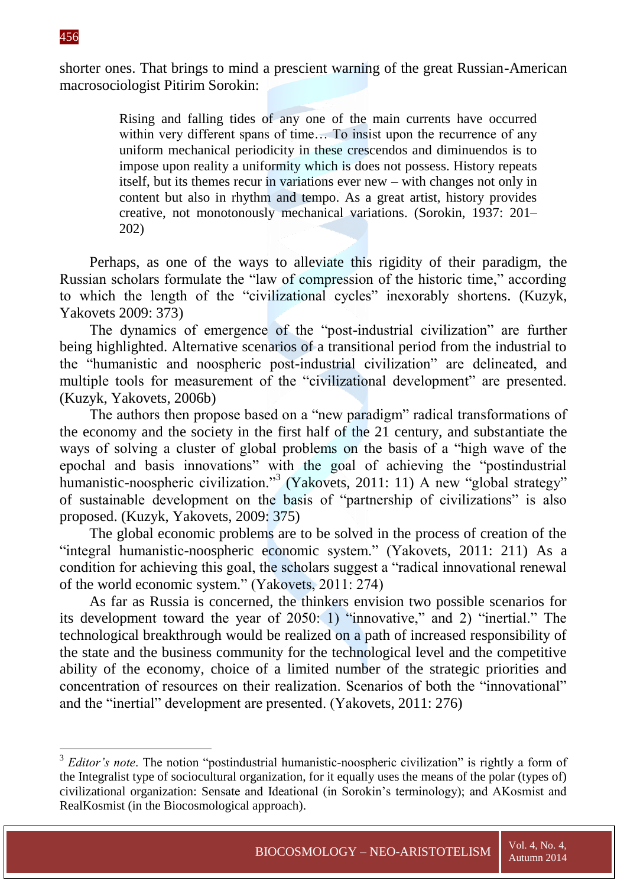shorter ones. That brings to mind a prescient warning of the great Russian-American macrosociologist Pitirim Sorokin:

> Rising and falling tides of any one of the main currents have occurred within very different spans of time… To insist upon the recurrence of any uniform mechanical periodicity in these crescendos and diminuendos is to impose upon reality a uniformity which is does not possess. History repeats itself, but its themes recur in variations ever new – with changes not only in content but also in rhythm and tempo. As a great artist, history provides creative, not monotonously mechanical variations. (Sorokin, 1937: 201–202)

Perhaps, as one of the ways to alleviate this rigidity of their paradigm, the Russian scholars formulate the "law of compression of the historic time," according to which the length of the "civilizational cycles" inexorably shortens. (Kuzyk, Yakovets 2009: 373)

The dynamics of emergence of the "post-industrial civilization" are further being highlighted. Alternative scenarios of a transitional period from the industrial to the "humanistic and noospheric post-industrial civilization" are delineated, and multiple tools for measurement of the "civilizational development" are presented. (Kuzyk, Yakovets, 2006b)

The authors then propose based on a "new paradigm" radical transformations of the economy and the society in the first half of the 21 century, and substantiate the ways of solving a cluster of global problems on the basis of a "high wave of the epochal and basis innovations" with the goal of achieving the "postindustrial humanistic-noospheric civilization."[3] (Yakovets, 2011: 11) A new "global strategy" of sustainable development on the basis of "partnership of civilizations" is also proposed. (Kuzyk, Yakovets, 2009: 375)

The global economic problems are to be solved in the process of creation of the "integral humanistic-noospheric economic system." (Yakovets, 2011: 211) As a condition for achieving this goal, the scholars suggest a "radical innovational renewal of the world economic system." (Yakovets, 2011: 274)

As far as Russia is concerned, the thinkers envision two possible scenarios for its development toward the year of 2050: 1) "innovative," and 2) "inertial." The technological breakthrough would be realized on a path of increased responsibility of the state and the business community for the technological level and the competitive ability of the economy, choice of a limited number of the strategic priorities and concentration of resources on their realization. Scenarios of both the "innovational" and the "inertial" development are presented. (Yakovets, 2011: 276)

---

[3] *Editor's note*. The notion "postindustrial humanistic-noospheric civilization" is rightly a form of the Integralist type of sociocultural organization, for it equally uses the means of the polar (types of) civilizational organization: Sensate and Ideational (in Sorokin's terminology); and AKosmist and RealKosmist (in the Biocosmological approach).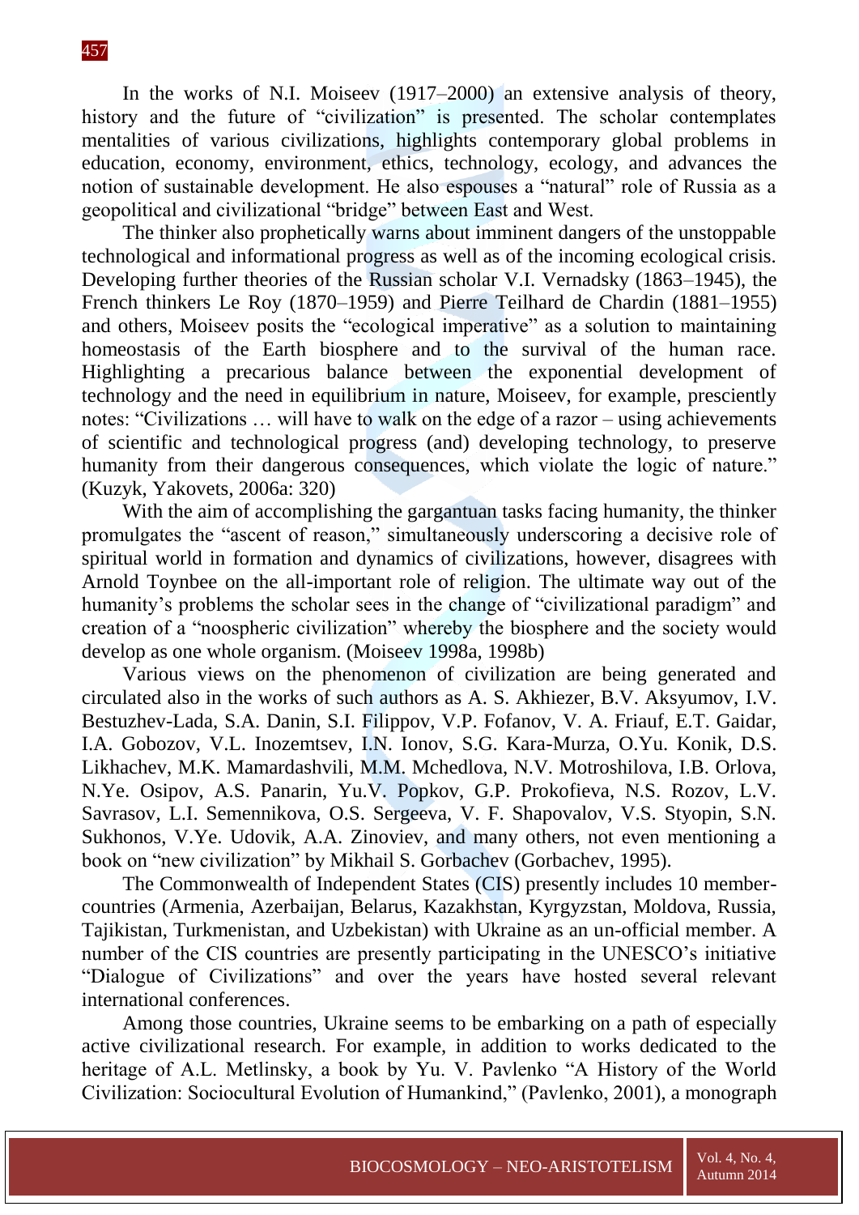In the works of N.I. Moiseev (1917–2000) an extensive analysis of theory, history and the future of "civilization" is presented. The scholar contemplates mentalities of various civilizations, highlights contemporary global problems in education, economy, environment, ethics, technology, ecology, and advances the notion of sustainable development. He also espouses a "natural" role of Russia as a geopolitical and civilizational "bridge" between East and West.

The thinker also prophetically warns about imminent dangers of the unstoppable technological and informational progress as well as of the incoming ecological crisis. Developing further theories of the Russian scholar V.I. Vernadsky (1863–1945), the French thinkers Le Roy (1870–1959) and Pierre Teilhard de Chardin (1881–1955) and others, Moiseev posits the "ecological imperative" as a solution to maintaining homeostasis of the Earth biosphere and to the survival of the human race. Highlighting a precarious balance between the exponential development of technology and the need in equilibrium in nature, Moiseev, for example, presciently notes: "Civilizations … will have to walk on the edge of a razor – using achievements of scientific and technological progress (and) developing technology, to preserve humanity from their dangerous consequences, which violate the logic of nature." (Kuzyk, Yakovets, 2006a: 320)

With the aim of accomplishing the gargantuan tasks facing humanity, the thinker promulgates the "ascent of reason," simultaneously underscoring a decisive role of spiritual world in formation and dynamics of civilizations, however, disagrees with Arnold Toynbee on the all-important role of religion. The ultimate way out of the humanity's problems the scholar sees in the change of "civilizational paradigm" and creation of a "noospheric civilization" whereby the biosphere and the society would develop as one whole organism. (Moiseev 1998a, 1998b)

Various views on the phenomenon of civilization are being generated and circulated also in the works of such authors as A. S. Akhiezer, B.V. Aksyumov, I.V. Bestuzhev-Lada, S.A. Danin, S.I. Filippov, V.P. Fofanov, V. A. Friauf, E.T. Gaidar, I.A. Gobozov, V.L. Inozemtsev, I.N. Ionov, S.G. Kara-Murza, O.Yu. Konik, D.S. Likhachev, M.K. Mamardashvili, M.M. Mchedlova, N.V. Motroshilova, I.B. Orlova, N.Ye. Osipov, A.S. Panarin, Yu.V. Popkov, G.P. Prokofieva, N.S. Rozov, L.V. Savrasov, L.I. Semennikova, O.S. Sergeeva, V. F. Shapovalov, V.S. Styopin, S.N. Sukhonos, V.Ye. Udovik, A.A. Zinoviev, and many others, not even mentioning a book on "new civilization" by Mikhail S. Gorbachev (Gorbachev, 1995).

The Commonwealth of Independent States (CIS) presently includes 10 member-countries (Armenia, Azerbaijan, Belarus, Kazakhstan, Kyrgyzstan, Moldova, Russia, Tajikistan, Turkmenistan, and Uzbekistan) with Ukraine as an un-official member. A number of the CIS countries are presently participating in the UNESCO's initiative "Dialogue of Civilizations" and over the years have hosted several relevant international conferences.

Among those countries, Ukraine seems to be embarking on a path of especially active civilizational research. For example, in addition to works dedicated to the heritage of A.L. Metlinsky, a book by Yu. V. Pavlenko "A History of the World Civilization: Sociocultural Evolution of Humankind," (Pavlenko, 2001), a monograph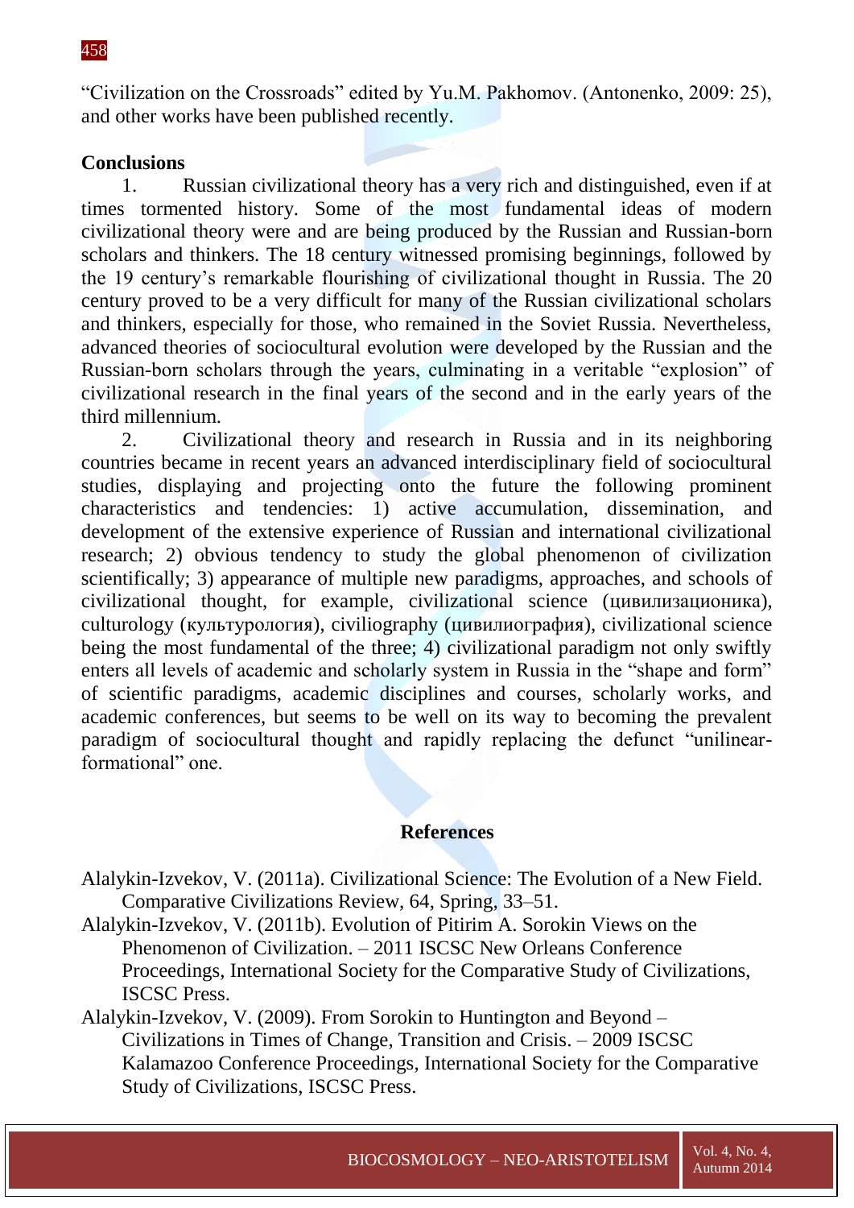"Civilization on the Crossroads" edited by Yu.M. Pakhomov. (Antonenko, 2009: 25), and other works have been published recently.

## Conclusions

1. Russian civilizational theory has a very rich and distinguished, even if at times tormented history. Some of the most fundamental ideas of modern civilizational theory were and are being produced by the Russian and Russian-born scholars and thinkers. The 18 century witnessed promising beginnings, followed by the 19 century's remarkable flourishing of civilizational thought in Russia. The 20 century proved to be a very difficult for many of the Russian civilizational scholars and thinkers, especially for those, who remained in the Soviet Russia. Nevertheless, advanced theories of sociocultural evolution were developed by the Russian and the Russian-born scholars through the years, culminating in a veritable "explosion" of civilizational research in the final years of the second and in the early years of the third millennium.

2. Civilizational theory and research in Russia and in its neighboring countries became in recent years an advanced interdisciplinary field of sociocultural studies, displaying and projecting onto the future the following prominent characteristics and tendencies: 1) active accumulation, dissemination, and development of the extensive experience of Russian and international civilizational research; 2) obvious tendency to study the global phenomenon of civilization scientifically; 3) appearance of multiple new paradigms, approaches, and schools of civilizational thought, for example, civilizational science (цивилизационика), culturology (культурология), civiliography (цивилиография), civilizational science being the most fundamental of the three; 4) civilizational paradigm not only swiftly enters all levels of academic and scholarly system in Russia in the "shape and form" of scientific paradigms, academic disciplines and courses, scholarly works, and academic conferences, but seems to be well on its way to becoming the prevalent paradigm of sociocultural thought and rapidly replacing the defunct "unilinear-formational" one.

## References

Alalykin-Izvekov, V. (2011a). Civilizational Science: The Evolution of a New Field. Comparative Civilizations Review, 64, Spring, 33–51.

Alalykin-Izvekov, V. (2011b). Evolution of Pitirim A. Sorokin Views on the Phenomenon of Civilization. – 2011 ISCSC New Orleans Conference Proceedings, International Society for the Comparative Study of Civilizations, ISCSC Press.

Alalykin-Izvekov, V. (2009). From Sorokin to Huntington and Beyond – Civilizations in Times of Change, Transition and Crisis. – 2009 ISCSC Kalamazoo Conference Proceedings, International Society for the Comparative Study of Civilizations, ISCSC Press.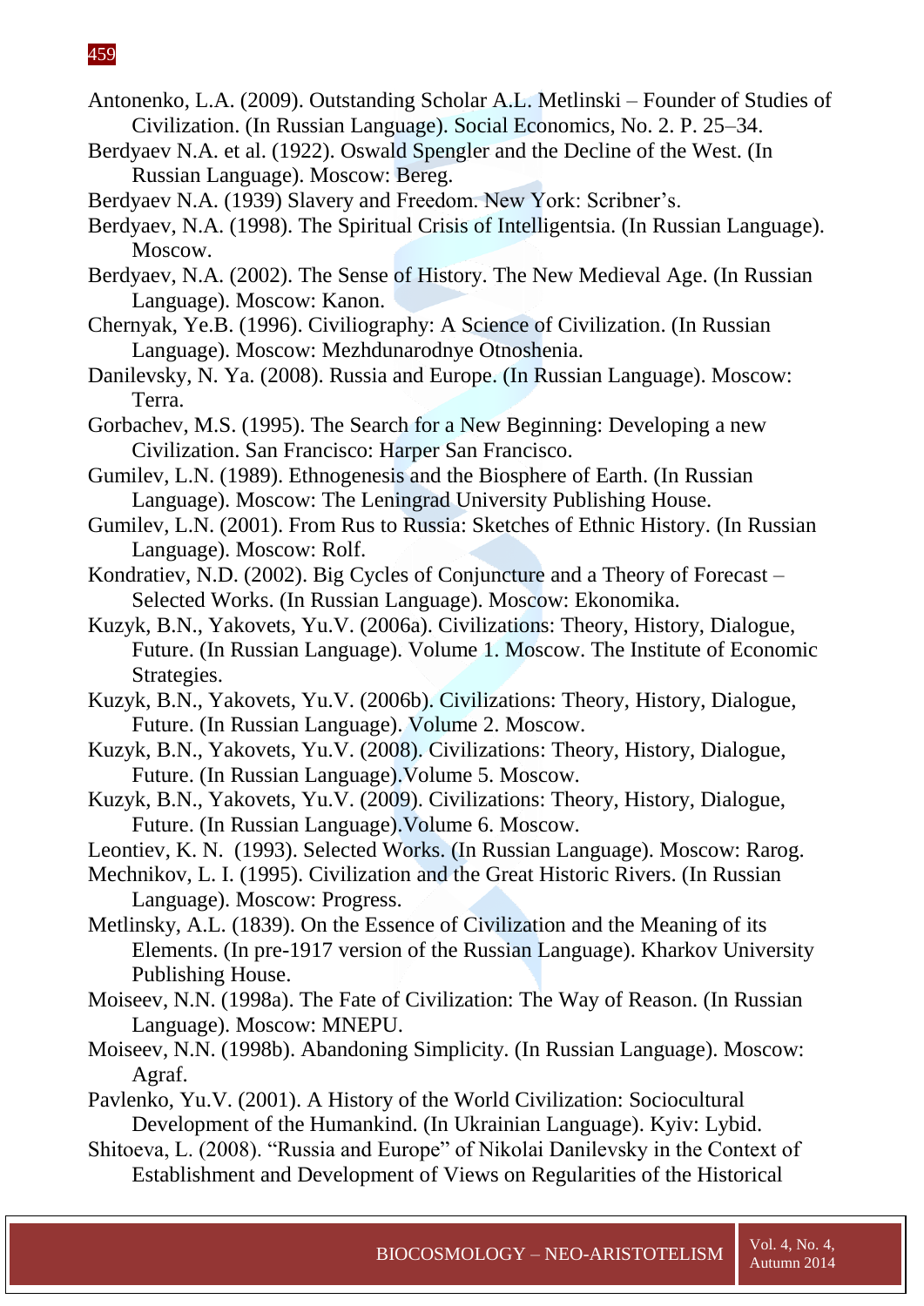Antonenko, L.A. (2009). Outstanding Scholar A.L. Metlinski – Founder of Studies of Civilization. (In Russian Language). Social Economics, No. 2. P. 25–34.

Berdyaev N.A. et al. (1922). Oswald Spengler and the Decline of the West. (In Russian Language). Moscow: Bereg.

Berdyaev N.A. (1939) Slavery and Freedom. New York: Scribner's.

Berdyaev, N.A. (1998). The Spiritual Crisis of Intelligentsia. (In Russian Language). Moscow.

Berdyaev, N.A. (2002). The Sense of History. The New Medieval Age. (In Russian Language). Moscow: Kanon.

Chernyak, Ye.B. (1996). Civiliography: A Science of Civilization. (In Russian Language). Moscow: Mezhdunarodnye Otnoshenia.

Danilevsky, N. Ya. (2008). Russia and Europe. (In Russian Language). Moscow: Terra.

Gorbachev, M.S. (1995). The Search for a New Beginning: Developing a new Civilization. San Francisco: Harper San Francisco.

Gumilev, L.N. (1989). Ethnogenesis and the Biosphere of Earth. (In Russian Language). Moscow: The Leningrad University Publishing House.

Gumilev, L.N. (2001). From Rus to Russia: Sketches of Ethnic History. (In Russian Language). Moscow: Rolf.

Kondratiev, N.D. (2002). Big Cycles of Conjuncture and a Theory of Forecast – Selected Works. (In Russian Language). Moscow: Ekonomika.

Kuzyk, B.N., Yakovets, Yu.V. (2006a). Civilizations: Theory, History, Dialogue, Future. (In Russian Language). Volume 1. Moscow. The Institute of Economic Strategies.

Kuzyk, B.N., Yakovets, Yu.V. (2006b). Civilizations: Theory, History, Dialogue, Future. (In Russian Language). Volume 2. Moscow.

Kuzyk, B.N., Yakovets, Yu.V. (2008). Civilizations: Theory, History, Dialogue, Future. (In Russian Language).Volume 5. Moscow.

Kuzyk, B.N., Yakovets, Yu.V. (2009). Civilizations: Theory, History, Dialogue, Future. (In Russian Language).Volume 6. Moscow.

Leontiev, K. N. (1993). Selected Works. (In Russian Language). Moscow: Rarog.

Mechnikov, L. I. (1995). Civilization and the Great Historic Rivers. (In Russian Language). Moscow: Progress.

Metlinsky, A.L. (1839). On the Essence of Civilization and the Meaning of its Elements. (In pre-1917 version of the Russian Language). Kharkov University Publishing House.

Moiseev, N.N. (1998a). The Fate of Civilization: The Way of Reason. (In Russian Language). Moscow: MNEPU.

Moiseev, N.N. (1998b). Abandoning Simplicity. (In Russian Language). Moscow: Agraf.

Pavlenko, Yu.V. (2001). A History of the World Civilization: Sociocultural Development of the Humankind. (In Ukrainian Language). Kyiv: Lybid.

Shitoeva, L. (2008). "Russia and Europe" of Nikolai Danilevsky in the Context of Establishment and Development of Views on Regularities of the Historical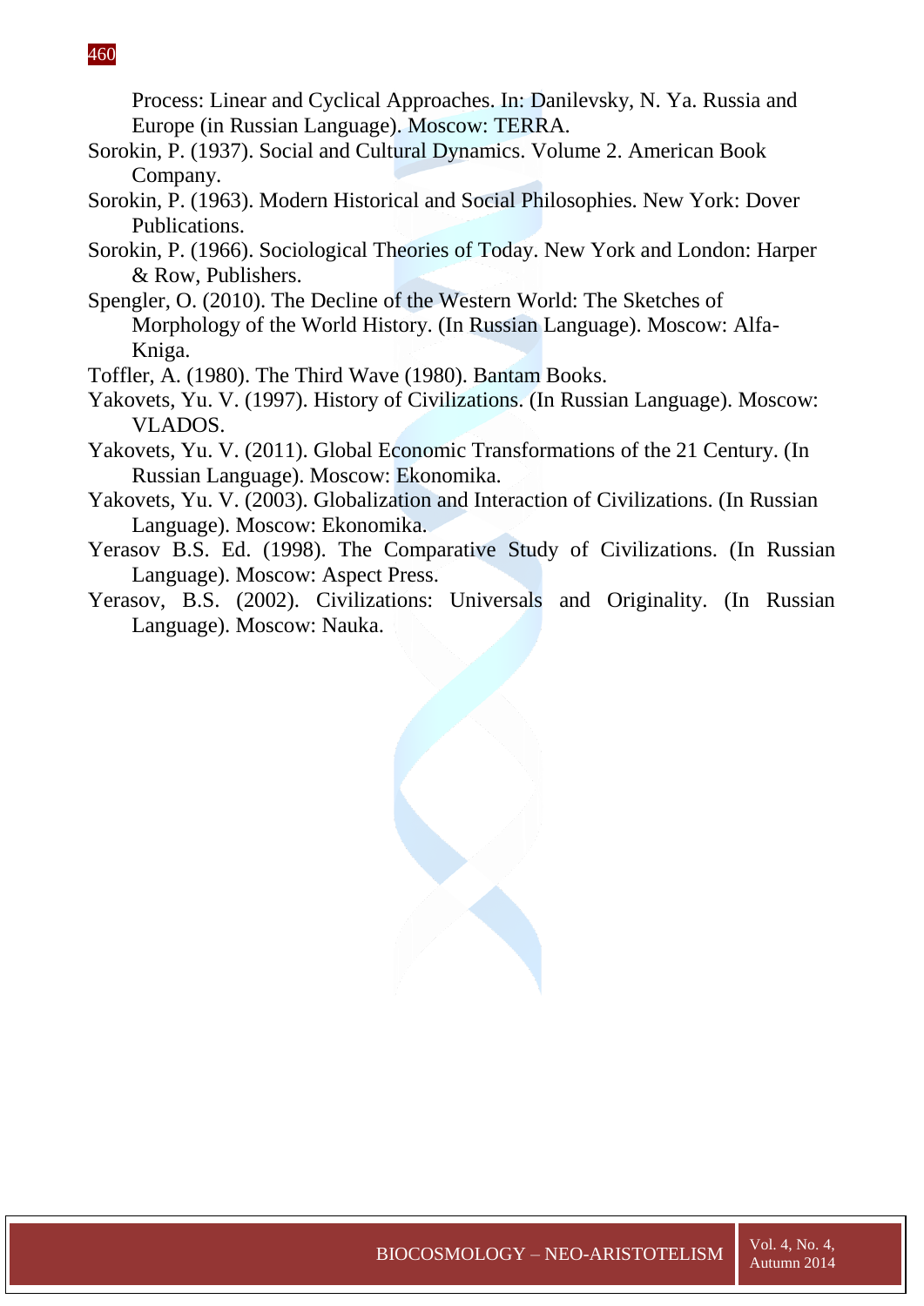Process: Linear and Cyclical Approaches. In: Danilevsky, N. Ya. Russia and Europe (in Russian Language). Moscow: TERRA.

Sorokin, P. (1937). Social and Cultural Dynamics. Volume 2. American Book Company.

Sorokin, P. (1963). Modern Historical and Social Philosophies. New York: Dover Publications.

Sorokin, P. (1966). Sociological Theories of Today. New York and London: Harper & Row, Publishers.

Spengler, O. (2010). The Decline of the Western World: The Sketches of Morphology of the World History. (In Russian Language). Moscow: Alfa-Kniga.

Toffler, A. (1980). The Third Wave (1980). Bantam Books.

Yakovets, Yu. V. (1997). History of Civilizations. (In Russian Language). Moscow: VLADOS.

Yakovets, Yu. V. (2011). Global Economic Transformations of the 21 Century. (In Russian Language). Moscow: Ekonomika.

Yakovets, Yu. V. (2003). Globalization and Interaction of Civilizations. (In Russian Language). Moscow: Ekonomika.

Yerasov B.S. Ed. (1998). The Comparative Study of Civilizations. (In Russian Language). Moscow: Aspect Press.

Yerasov, B.S. (2002). Civilizations: Universals and Originality. (In Russian Language). Moscow: Nauka.